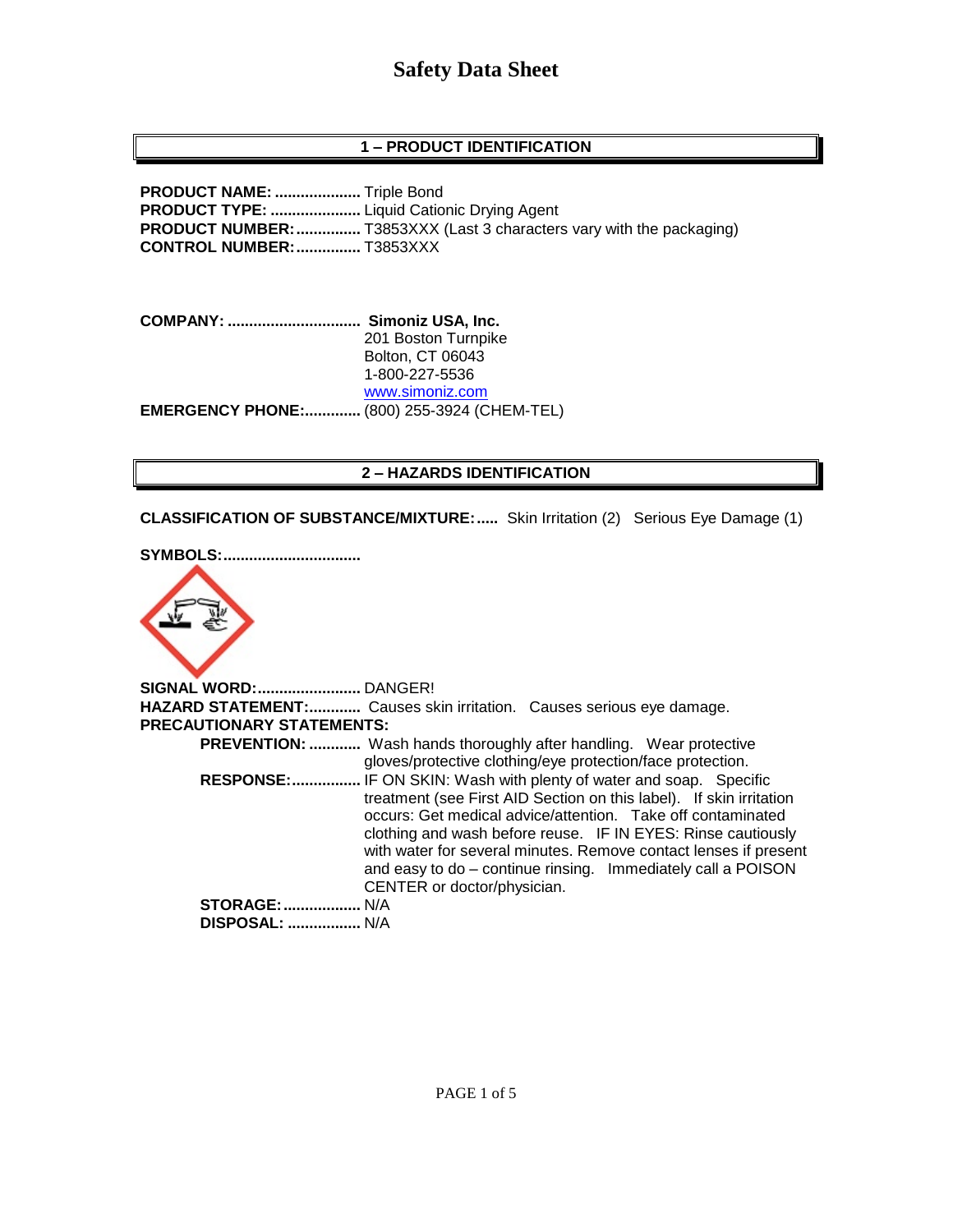# Safety Data Sheet

## 1 – PRODUCT IDENTIFICATION

**PRODUCT NAME:** .................... Triple Bond
**PRODUCT TYPE:** ..................... Liquid Cationic Drying Agent
**PRODUCT NUMBER:** ............... T3853XXX (Last 3 characters vary with the packaging)
**CONTROL NUMBER:** ............... T3853XXX

**COMPANY:** ............................... **Simoniz USA, Inc.**
201 Boston Turnpike
Bolton, CT 06043
1-800-227-5536
www.simoniz.com
**EMERGENCY PHONE:**............. (800) 255-3924 (CHEM-TEL)

## 2 – HAZARDS IDENTIFICATION

**CLASSIFICATION OF SUBSTANCE/MIXTURE:**..... Skin Irritation (2) Serious Eye Damage (1)

**SYMBOLS:**...............................

**SIGNAL WORD:**........................ DANGER!
**HAZARD STATEMENT:**............ Causes skin irritation. Causes serious eye damage.
**PRECAUTIONARY STATEMENTS:**

- **PREVENTION:** ............ Wash hands thoroughly after handling. Wear protective gloves/protective clothing/eye protection/face protection.
- **RESPONSE:**................ IF ON SKIN: Wash with plenty of water and soap. Specific treatment (see First AID Section on this label). If skin irritation occurs: Get medical advice/attention. Take off contaminated clothing and wash before reuse. IF IN EYES: Rinse cautiously with water for several minutes. Remove contact lenses if present and easy to do – continue rinsing. Immediately call a POISON CENTER or doctor/physician.
- **STORAGE:**.................. N/A
- **DISPOSAL:** ................. N/A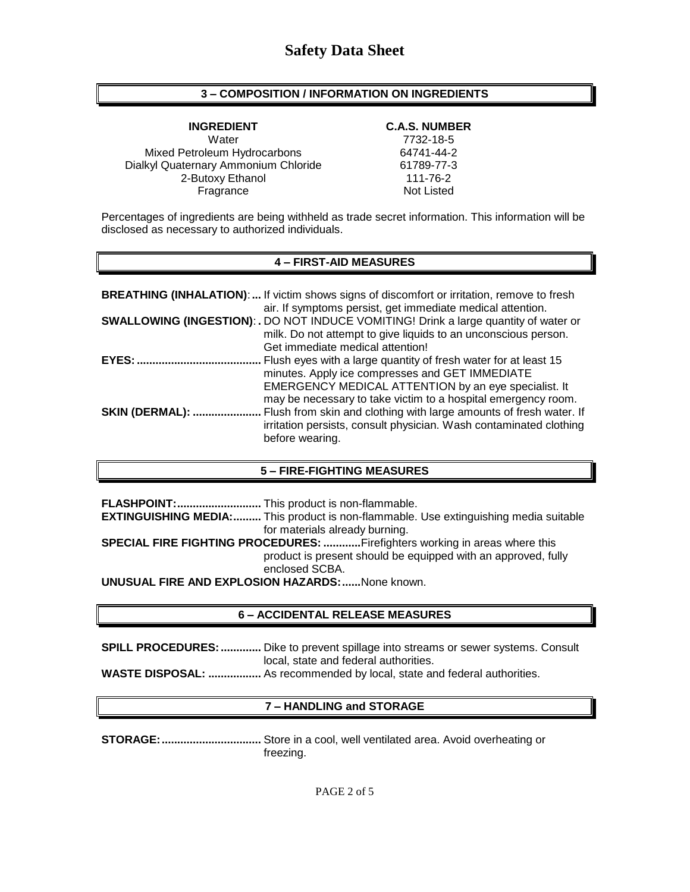# Safety Data Sheet

## 3 – COMPOSITION / INFORMATION ON INGREDIENTS

| INGREDIENT | C.A.S. NUMBER |
|---|---|
| Water | 7732-18-5 |
| Mixed Petroleum Hydrocarbons | 64741-44-2 |
| Dialkyl Quaternary Ammonium Chloride | 61789-77-3 |
| 2-Butoxy Ethanol | 111-76-2 |
| Fragrance | Not Listed |

Percentages of ingredients are being withheld as trade secret information. This information will be disclosed as necessary to authorized individuals.

## 4 – FIRST-AID MEASURES

**BREATHING (INHALATION):...** If victim shows signs of discomfort or irritation, remove to fresh air. If symptoms persist, get immediate medical attention.

**SWALLOWING (INGESTION):.** DO NOT INDUCE VOMITING! Drink a large quantity of water or milk. Do not attempt to give liquids to an unconscious person. Get immediate medical attention!

**EYES:........................................** Flush eyes with a large quantity of fresh water for at least 15 minutes. Apply ice compresses and GET IMMEDIATE EMERGENCY MEDICAL ATTENTION by an eye specialist. It may be necessary to take victim to a hospital emergency room.

**SKIN (DERMAL): ......................** Flush from skin and clothing with large amounts of fresh water. If irritation persists, consult physician. Wash contaminated clothing before wearing.

## 5 – FIRE-FIGHTING MEASURES

**FLASHPOINT:...........................** This product is non-flammable.

**EXTINGUISHING MEDIA:.........** This product is non-flammable. Use extinguishing media suitable for materials already burning.

**SPECIAL FIRE FIGHTING PROCEDURES: ............** Firefighters working in areas where this product is present should be equipped with an approved, fully enclosed SCBA.

**UNUSUAL FIRE AND EXPLOSION HAZARDS:......** None known.

## 6 – ACCIDENTAL RELEASE MEASURES

**SPILL PROCEDURES:.............** Dike to prevent spillage into streams or sewer systems. Consult local, state and federal authorities.

**WASTE DISPOSAL: .................** As recommended by local, state and federal authorities.

## 7 – HANDLING and STORAGE

**STORAGE:................................** Store in a cool, well ventilated area. Avoid overheating or freezing.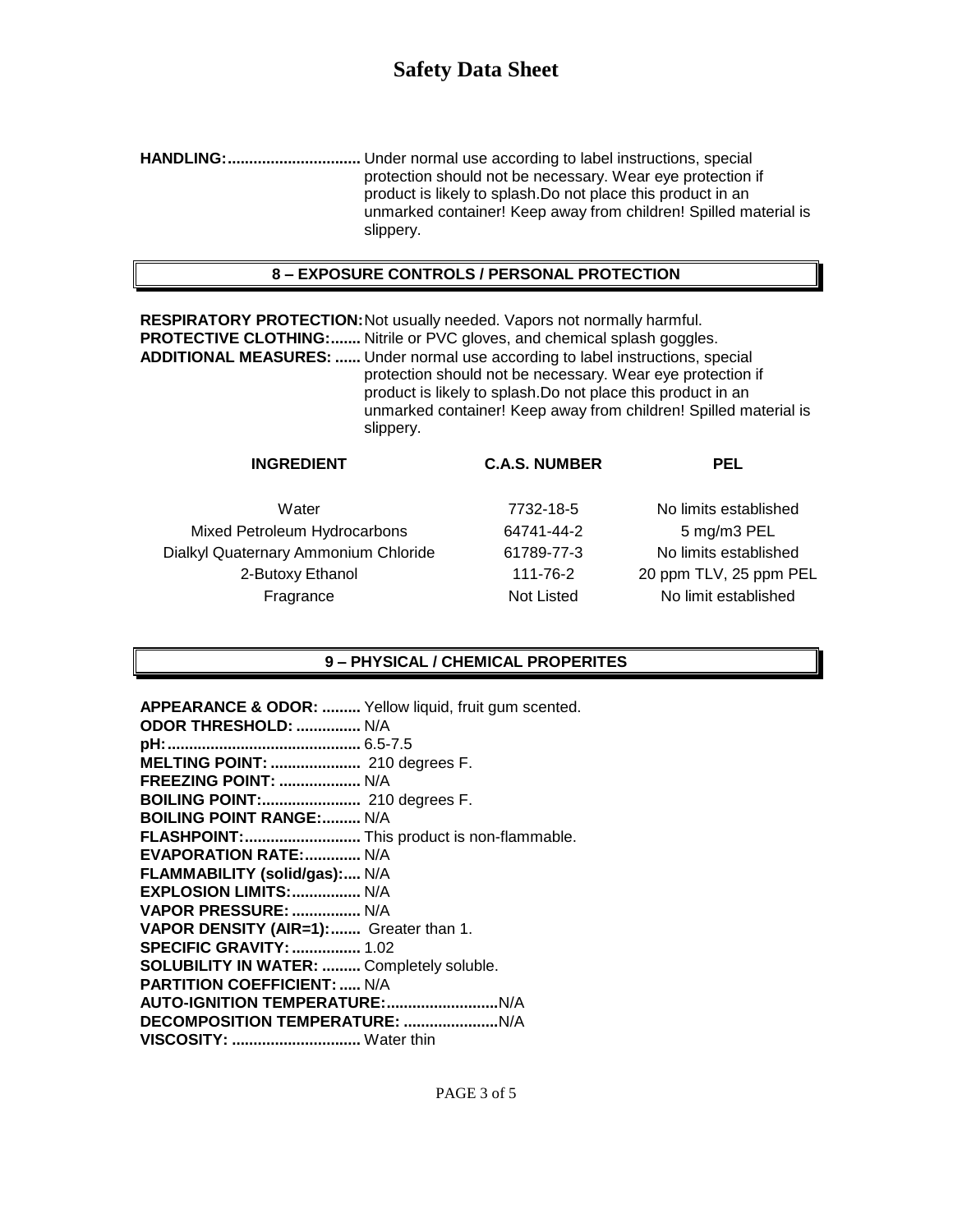# Safety Data Sheet

**HANDLING:...............................** Under normal use according to label instructions, special protection should not be necessary. Wear eye protection if product is likely to splash.Do not place this product in an unmarked container! Keep away from children! Spilled material is slippery.

## 8 – EXPOSURE CONTROLS / PERSONAL PROTECTION

**RESPIRATORY PROTECTION:** Not usually needed. Vapors not normally harmful.
**PROTECTIVE CLOTHING:.......** Nitrile or PVC gloves, and chemical splash goggles.
**ADDITIONAL MEASURES: ......** Under normal use according to label instructions, special protection should not be necessary. Wear eye protection if product is likely to splash.Do not place this product in an unmarked container! Keep away from children! Spilled material is slippery.

| INGREDIENT | C.A.S. NUMBER | PEL |
|---|---|---|
| Water | 7732-18-5 | No limits established |
| Mixed Petroleum Hydrocarbons | 64741-44-2 | 5 mg/m3 PEL |
| Dialkyl Quaternary Ammonium Chloride | 61789-77-3 | No limits established |
| 2-Butoxy Ethanol | 111-76-2 | 20 ppm TLV, 25 ppm PEL |
| Fragrance | Not Listed | No limit established |

## 9 – PHYSICAL / CHEMICAL PROPERITES

**APPEARANCE & ODOR: .........** Yellow liquid, fruit gum scented.
**ODOR THRESHOLD: ...............** N/A
**pH:............................................** 6.5-7.5
**MELTING POINT: .....................** 210 degrees F.
**FREEZING POINT: ...................** N/A
**BOILING POINT:.......................** 210 degrees F.
**BOILING POINT RANGE:.........** N/A
**FLASHPOINT:...........................** This product is non-flammable.
**EVAPORATION RATE:.............** N/A
**FLAMMABILITY (solid/gas):....** N/A
**EXPLOSION LIMITS:................** N/A
**VAPOR PRESSURE: ................** N/A
**VAPOR DENSITY (AIR=1):.......** Greater than 1.
**SPECIFIC GRAVITY: ................** 1.02
**SOLUBILITY IN WATER: .........** Completely soluble.
**PARTITION COEFFICIENT: .....** N/A
**AUTO-IGNITION TEMPERATURE:..........................**N/A
**DECOMPOSITION TEMPERATURE: ......................**N/A
**VISCOSITY: ..............................** Water thin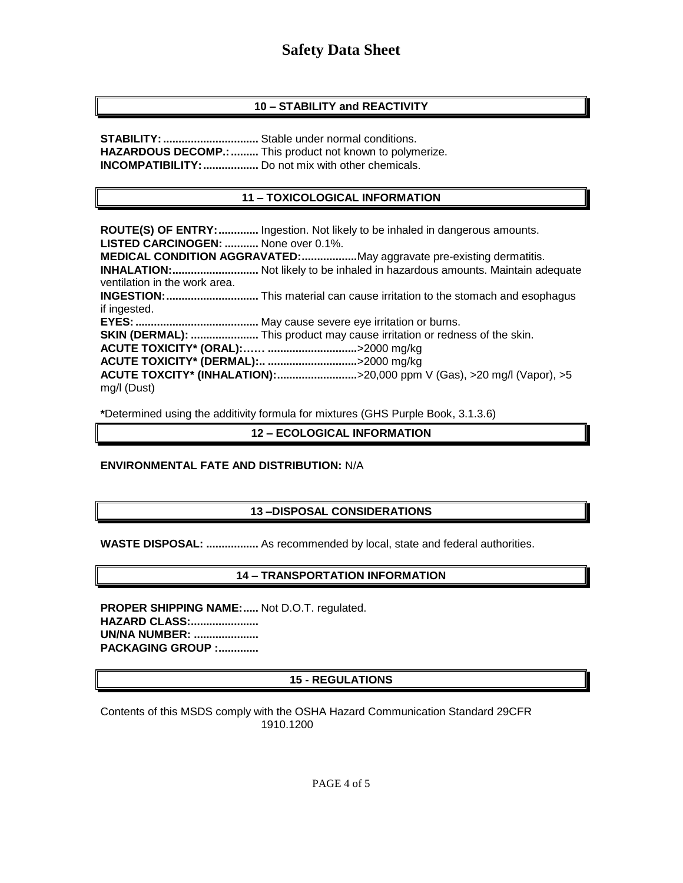## 10 – STABILITY and REACTIVITY

**STABILITY:** ............................... Stable under normal conditions.
**HAZARDOUS DECOMP.:** ......... This product not known to polymerize.
**INCOMPATIBILITY:** .................. Do not mix with other chemicals.

## 11 – TOXICOLOGICAL INFORMATION

**ROUTE(S) OF ENTRY:** ............. Ingestion. Not likely to be inhaled in dangerous amounts.
**LISTED CARCINOGEN:** ........... None over 0.1%.
**MEDICAL CONDITION AGGRAVATED:** ..................May aggravate pre-existing dermatitis.
**INHALATION:** ............................ Not likely to be inhaled in hazardous amounts. Maintain adequate ventilation in the work area.
**INGESTION:** .............................. This material can cause irritation to the stomach and esophagus if ingested.
**EYES:** ........................................ May cause severe eye irritation or burns.
**SKIN (DERMAL):** ...................... This product may cause irritation or redness of the skin.
**ACUTE TOXICITY* (ORAL):**…… ............................>2000 mg/kg
**ACUTE TOXICITY* (DERMAL):**.. ............................>2000 mg/kg
**ACUTE TOXCITY* (INHALATION):** ..........................>20,000 ppm V (Gas), >20 mg/l (Vapor), >5 mg/l (Dust)

***Determined using the additivity formula for mixtures (GHS Purple Book, 3.1.3.6)

## 12 – ECOLOGICAL INFORMATION

**ENVIRONMENTAL FATE AND DISTRIBUTION:** N/A

## 13 –DISPOSAL CONSIDERATIONS

**WASTE DISPOSAL:** ................. As recommended by local, state and federal authorities.

## 14 – TRANSPORTATION INFORMATION

**PROPER SHIPPING NAME:** ..... Not D.O.T. regulated.
**HAZARD CLASS:** ......................
**UN/NA NUMBER:** .....................
**PACKAGING GROUP :** .............

## 15 - REGULATIONS

Contents of this MSDS comply with the OSHA Hazard Communication Standard 29CFR 1910.1200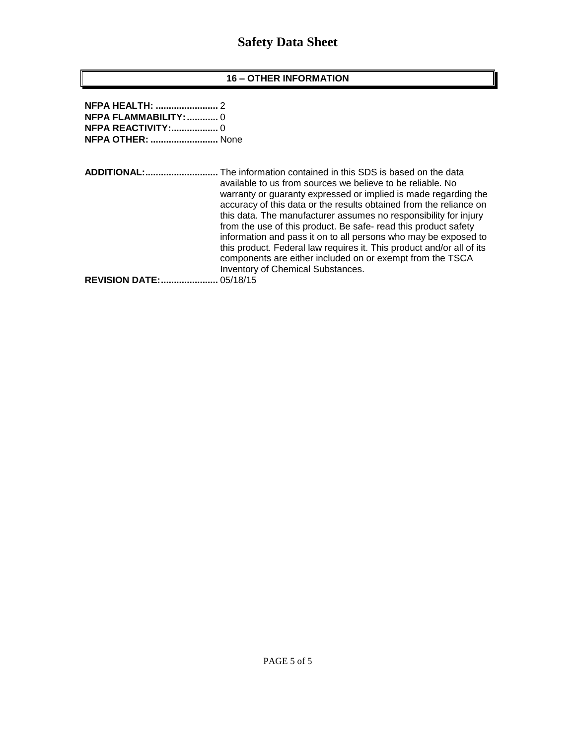# Safety Data Sheet

## 16 – OTHER INFORMATION

**NFPA HEALTH: ........................** 2
**NFPA FLAMMABILITY: ............** 0
**NFPA REACTIVITY:..................** 0
**NFPA OTHER: ..........................** None

**ADDITIONAL:............................** The information contained in this SDS is based on the data available to us from sources we believe to be reliable. No warranty or guaranty expressed or implied is made regarding the accuracy of this data or the results obtained from the reliance on this data. The manufacturer assumes no responsibility for injury from the use of this product. Be safe- read this product safety information and pass it on to all persons who may be exposed to this product. Federal law requires it. This product and/or all of its components are either included on or exempt from the TSCA Inventory of Chemical Substances.
**REVISION DATE:......................** 05/18/15